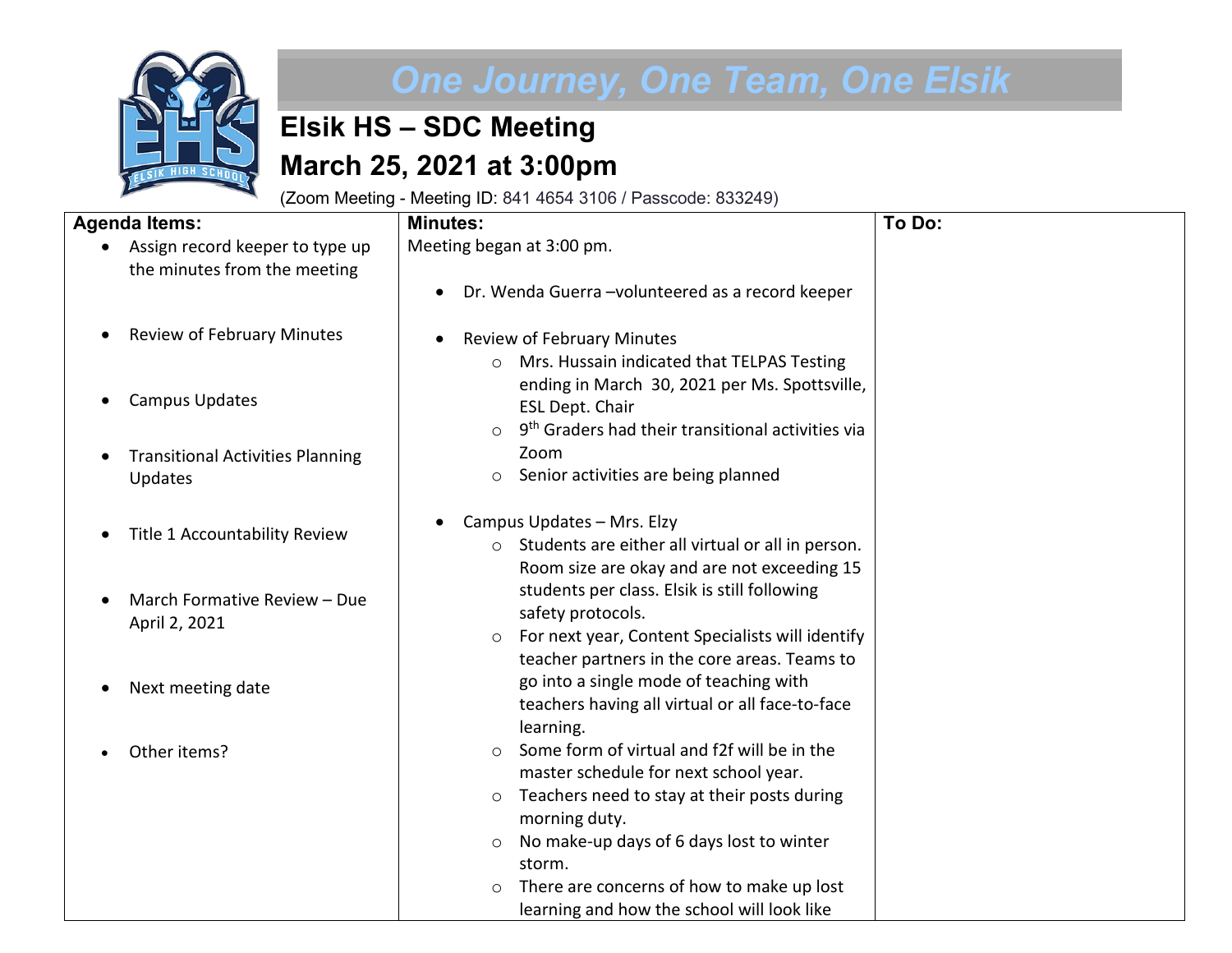**One Journey, One Team, One Elsik**

# Elsik HS – SDC Meeting

# March 25, 2021 at 3:00pm

(Zoom Meeting - Meeting ID: 841 4654 3106 / Passcode: 833249)

| Agenda Items: | Minutes: | To Do: |
|---|---|---|
| • Assign record keeper to type up the minutes from the meeting<br><br>• Review of February Minutes<br><br>• Campus Updates<br><br>• Transitional Activities Planning Updates<br><br>• Title 1 Accountability Review<br><br>• March Formative Review – Due April 2, 2021<br><br>• Next meeting date<br><br>• Other items? | Meeting began at 3:00 pm.<br><br>• Dr. Wenda Guerra –volunteered as a record keeper<br><br>• Review of February Minutes<br>  ○ Mrs. Hussain indicated that TELPAS Testing ending in March 30, 2021 per Ms. Spottsville, ESL Dept. Chair<br>  ○ 9th Graders had their transitional activities via Zoom<br>  ○ Senior activities are being planned<br><br>• Campus Updates – Mrs. Elzy<br>  ○ Students are either all virtual or all in person. Room size are okay and are not exceeding 15 students per class. Elsik is still following safety protocols.<br>  ○ For next year, Content Specialists will identify teacher partners in the core areas. Teams to go into a single mode of teaching with teachers having all virtual or all face-to-face learning.<br>  ○ Some form of virtual and f2f will be in the master schedule for next school year.<br>  ○ Teachers need to stay at their posts during morning duty.<br>  ○ No make-up days of 6 days lost to winter storm.<br>  ○ There are concerns of how to make up lost learning and how the school will look like | |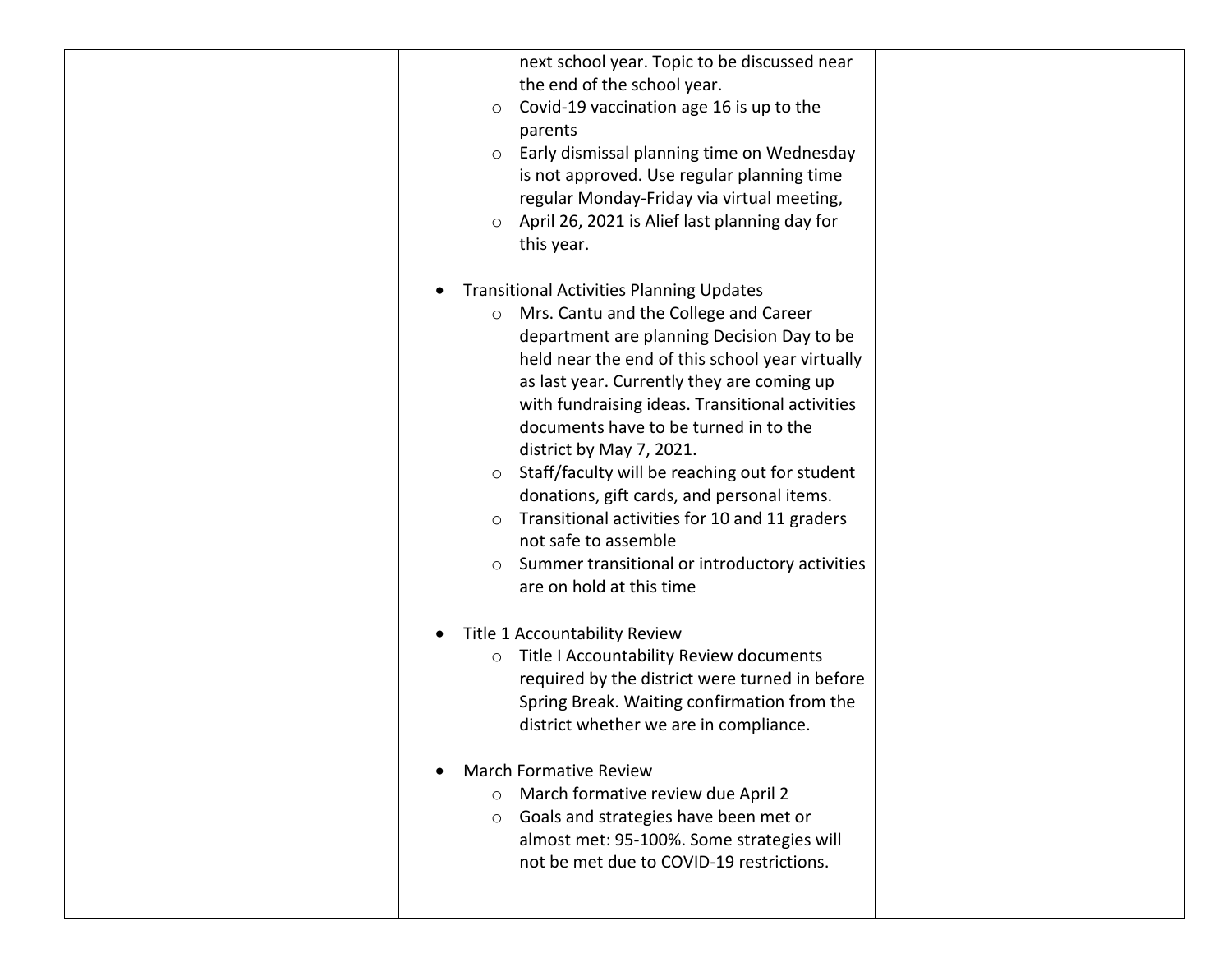| | | |
|---|---|---|
| | next school year. Topic to be discussed near the end of the school year.<br>◦ Covid-19 vaccination age 16 is up to the parents<br>◦ Early dismissal planning time on Wednesday is not approved. Use regular planning time regular Monday-Friday via virtual meeting,<br>◦ April 26, 2021 is Alief last planning day for this year.<br><br>• Transitional Activities Planning Updates<br>◦ Mrs. Cantu and the College and Career department are planning Decision Day to be held near the end of this school year virtually as last year. Currently they are coming up with fundraising ideas. Transitional activities documents have to be turned in to the district by May 7, 2021.<br>◦ Staff/faculty will be reaching out for student donations, gift cards, and personal items.<br>◦ Transitional activities for 10 and 11 graders not safe to assemble<br>◦ Summer transitional or introductory activities are on hold at this time<br><br>• Title 1 Accountability Review<br>◦ Title I Accountability Review documents required by the district were turned in before Spring Break. Waiting confirmation from the district whether we are in compliance.<br><br>• March Formative Review<br>◦ March formative review due April 2<br>◦ Goals and strategies have been met or almost met: 95-100%. Some strategies will not be met due to COVID-19 restrictions. | |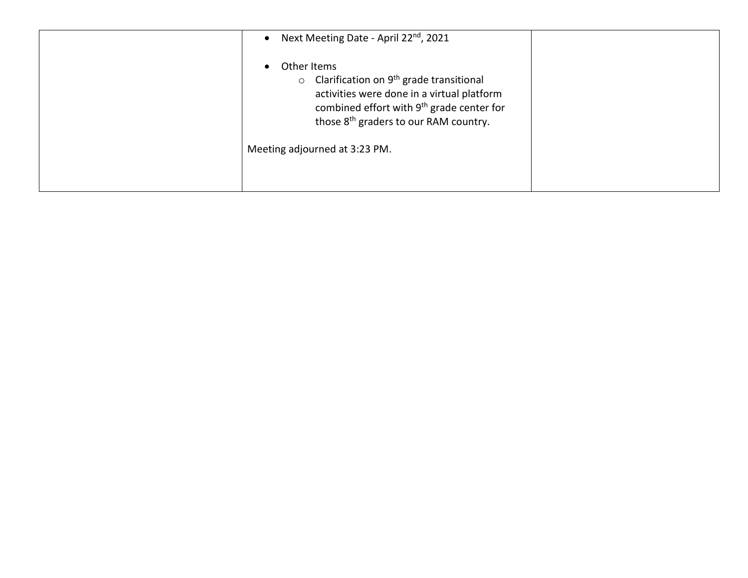| | | |
|---|---|---|
| | • Next Meeting Date - April 22nd, 2021<br><br>• Other Items<br>  ○ Clarification on 9th grade transitional activities were done in a virtual platform combined effort with 9th grade center for those 8th graders to our RAM country.<br><br>Meeting adjourned at 3:23 PM. | |